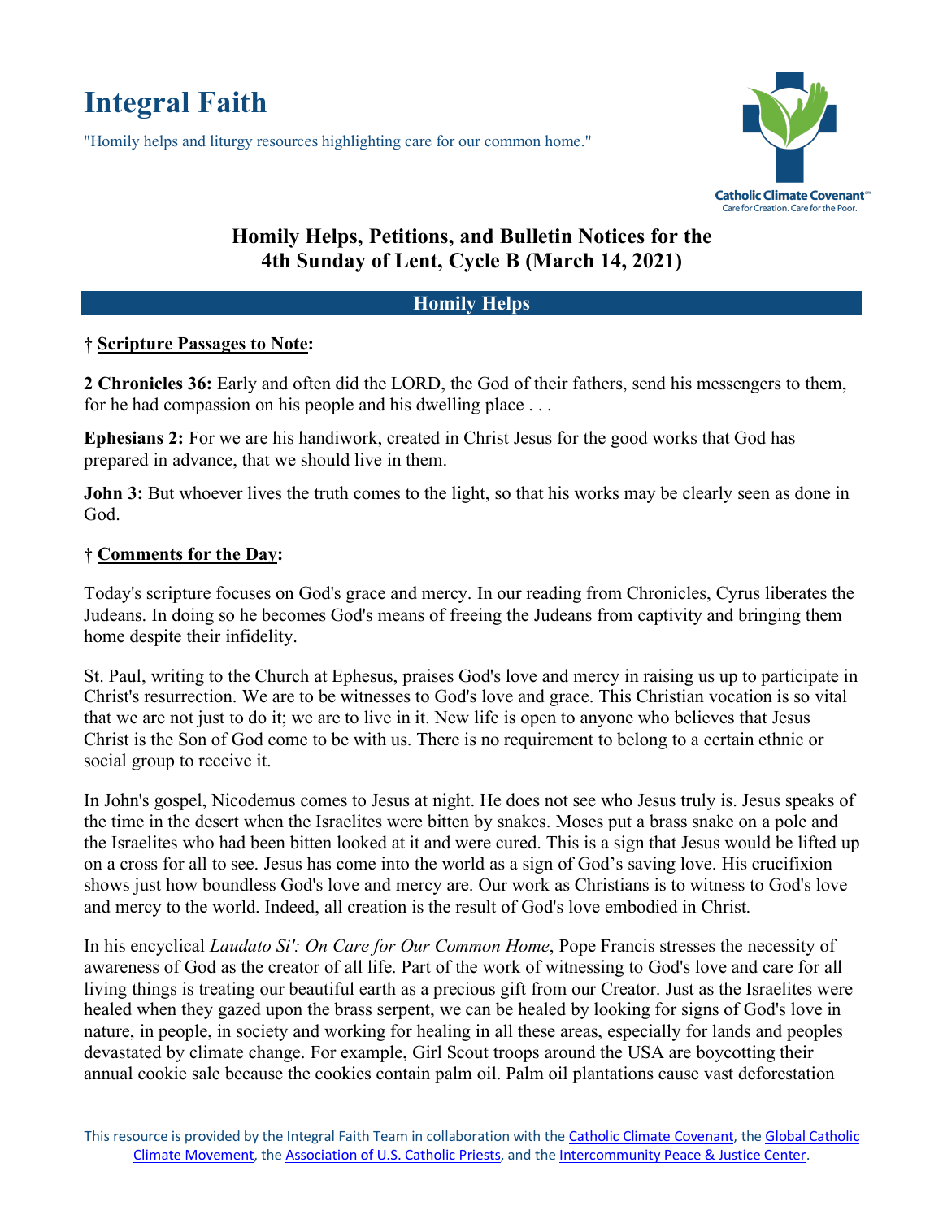# Integral Faith

"Homily helps and liturgy resources highlighting care for our common home."

Catholic Climate Covenant
Care for Creation. Care for the Poor.

## Homily Helps, Petitions, and Bulletin Notices for the 4th Sunday of Lent, Cycle B (March 14, 2021)

## Homily Helps

### † Scripture Passages to Note:

**2 Chronicles 36:** Early and often did the LORD, the God of their fathers, send his messengers to them, for he had compassion on his people and his dwelling place . . .

**Ephesians 2:** For we are his handiwork, created in Christ Jesus for the good works that God has prepared in advance, that we should live in them.

**John 3:** But whoever lives the truth comes to the light, so that his works may be clearly seen as done in God.

### † Comments for the Day:

Today's scripture focuses on God's grace and mercy. In our reading from Chronicles, Cyrus liberates the Judeans. In doing so he becomes God's means of freeing the Judeans from captivity and bringing them home despite their infidelity.

St. Paul, writing to the Church at Ephesus, praises God's love and mercy in raising us up to participate in Christ's resurrection. We are to be witnesses to God's love and grace. This Christian vocation is so vital that we are not just to do it; we are to live in it. New life is open to anyone who believes that Jesus Christ is the Son of God come to be with us. There is no requirement to belong to a certain ethnic or social group to receive it.

In John's gospel, Nicodemus comes to Jesus at night. He does not see who Jesus truly is. Jesus speaks of the time in the desert when the Israelites were bitten by snakes. Moses put a brass snake on a pole and the Israelites who had been bitten looked at it and were cured. This is a sign that Jesus would be lifted up on a cross for all to see. Jesus has come into the world as a sign of God's saving love. His crucifixion shows just how boundless God's love and mercy are. Our work as Christians is to witness to God's love and mercy to the world. Indeed, all creation is the result of God's love embodied in Christ.

In his encyclical *Laudato Si': On Care for Our Common Home*, Pope Francis stresses the necessity of awareness of God as the creator of all life. Part of the work of witnessing to God's love and care for all living things is treating our beautiful earth as a precious gift from our Creator. Just as the Israelites were healed when they gazed upon the brass serpent, we can be healed by looking for signs of God's love in nature, in people, in society and working for healing in all these areas, especially for lands and peoples devastated by climate change. For example, Girl Scout troops around the USA are boycotting their annual cookie sale because the cookies contain palm oil. Palm oil plantations cause vast deforestation

This resource is provided by the Integral Faith Team in collaboration with the Catholic Climate Covenant, the Global Catholic Climate Movement, the Association of U.S. Catholic Priests, and the Intercommunity Peace & Justice Center.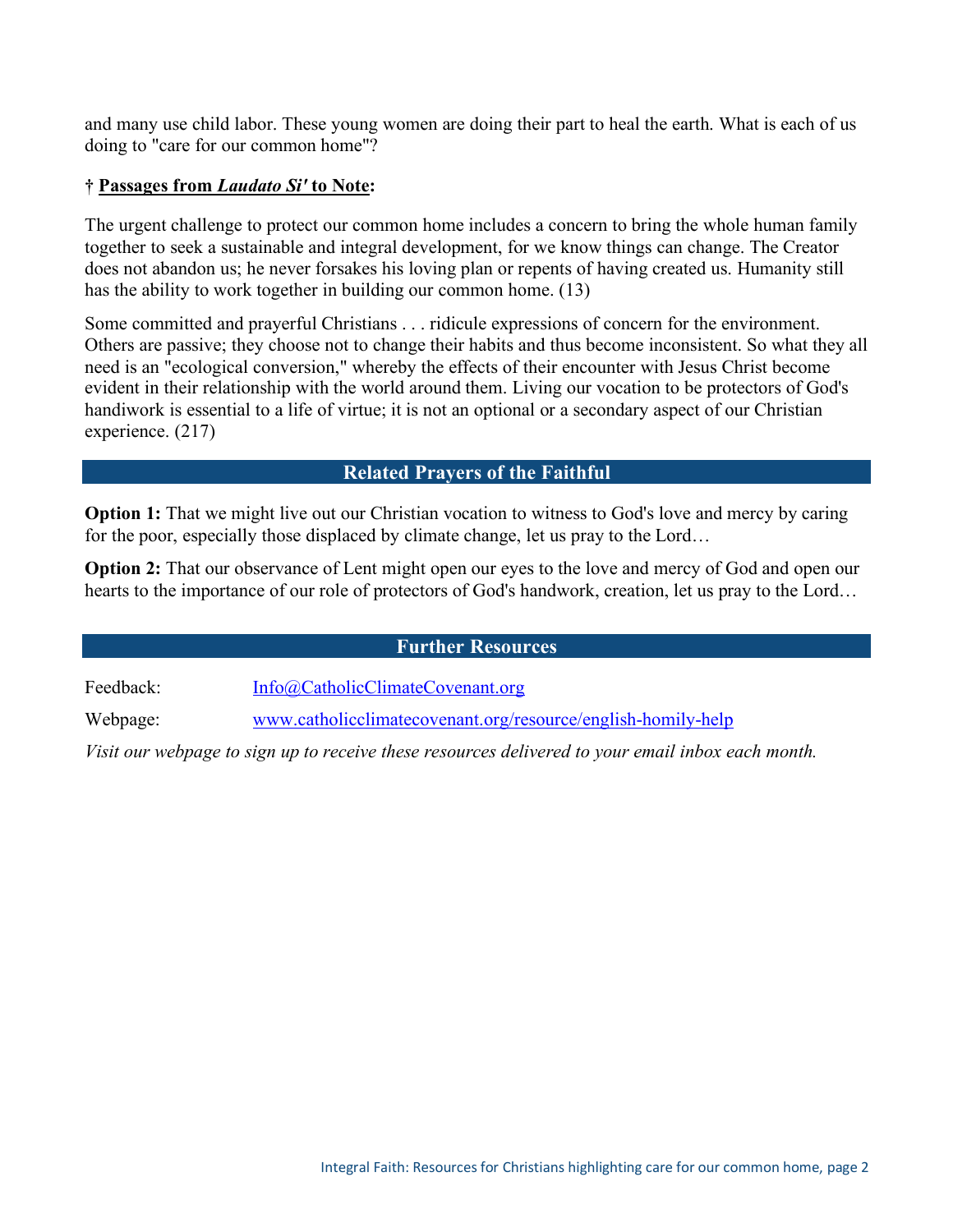and many use child labor. These young women are doing their part to heal the earth. What is each of us doing to "care for our common home"?

**† Passages from *Laudato Si'* to Note:**

The urgent challenge to protect our common home includes a concern to bring the whole human family together to seek a sustainable and integral development, for we know things can change. The Creator does not abandon us; he never forsakes his loving plan or repents of having created us. Humanity still has the ability to work together in building our common home. (13)

Some committed and prayerful Christians . . . ridicule expressions of concern for the environment. Others are passive; they choose not to change their habits and thus become inconsistent. So what they all need is an "ecological conversion," whereby the effects of their encounter with Jesus Christ become evident in their relationship with the world around them. Living our vocation to be protectors of God's handiwork is essential to a life of virtue; it is not an optional or a secondary aspect of our Christian experience. (217)

## Related Prayers of the Faithful

**Option 1:** That we might live out our Christian vocation to witness to God's love and mercy by caring for the poor, especially those displaced by climate change, let us pray to the Lord…

**Option 2:** That our observance of Lent might open our eyes to the love and mercy of God and open our hearts to the importance of our role of protectors of God's handwork, creation, let us pray to the Lord…

## Further Resources

Feedback: Info@CatholicClimateCovenant.org

Webpage: www.catholicclimatecovenant.org/resource/english-homily-help

*Visit our webpage to sign up to receive these resources delivered to your email inbox each month.*